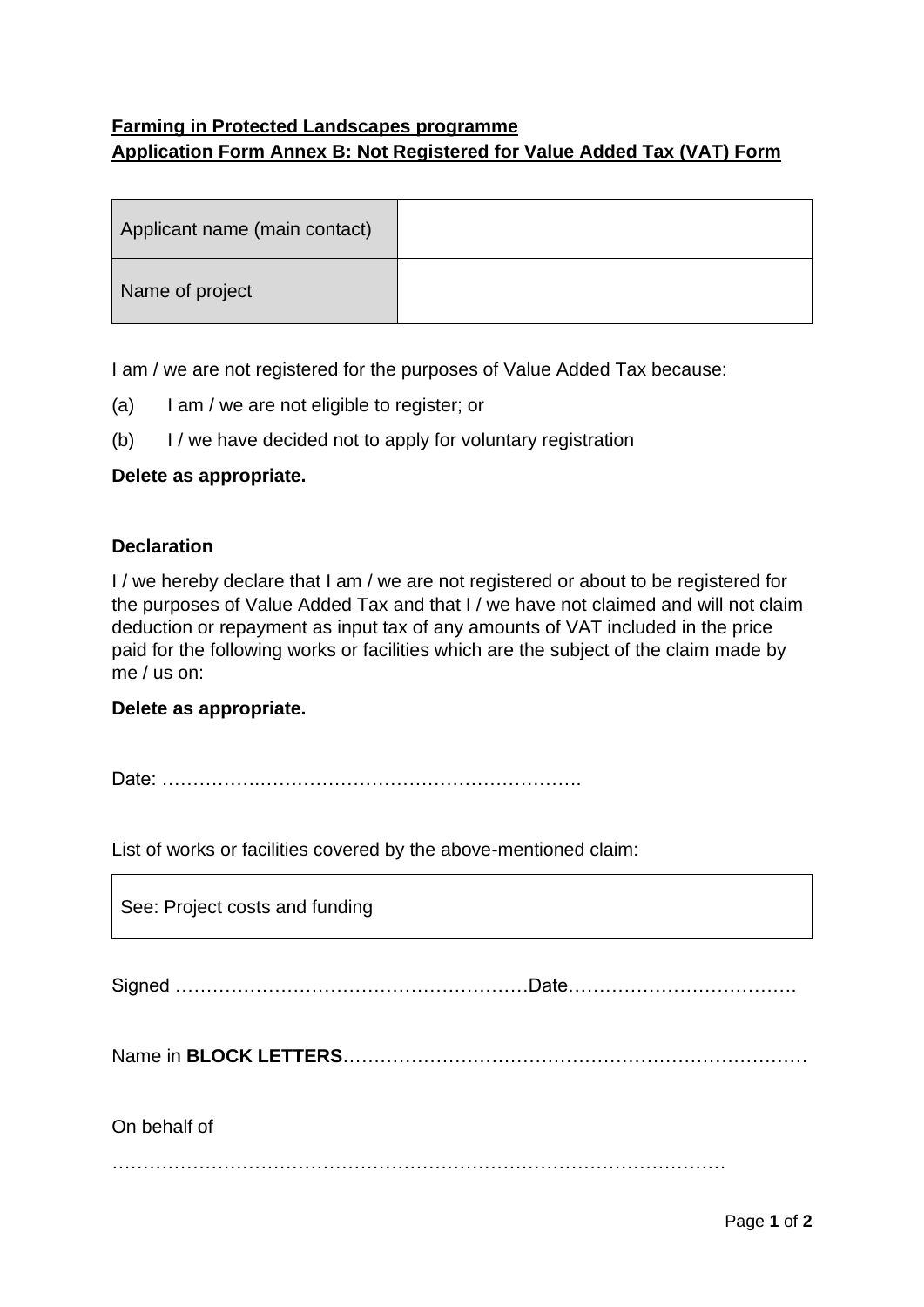**Farming in Protected Landscapes programme**
**Application Form Annex B: Not Registered for Value Added Tax (VAT) Form**

| Applicant name (main contact) | |
|---|---|
| Name of project | |

I am / we are not registered for the purposes of Value Added Tax because:

(a) I am / we are not eligible to register; or

(b) I / we have decided not to apply for voluntary registration

**Delete as appropriate.**

**Declaration**

I / we hereby declare that I am / we are not registered or about to be registered for the purposes of Value Added Tax and that I / we have not claimed and will not claim deduction or repayment as input tax of any amounts of VAT included in the price paid for the following works or facilities which are the subject of the claim made by me / us on:

**Delete as appropriate.**

Date: ……………..…………………………………………….

List of works or facilities covered by the above-mentioned claim:

| See: Project costs and funding |
|---|

Signed …………………………………………………Date……………………………….

Name in **BLOCK LETTERS**…………………………………………………………………

On behalf of

……………………………………………………………………………………….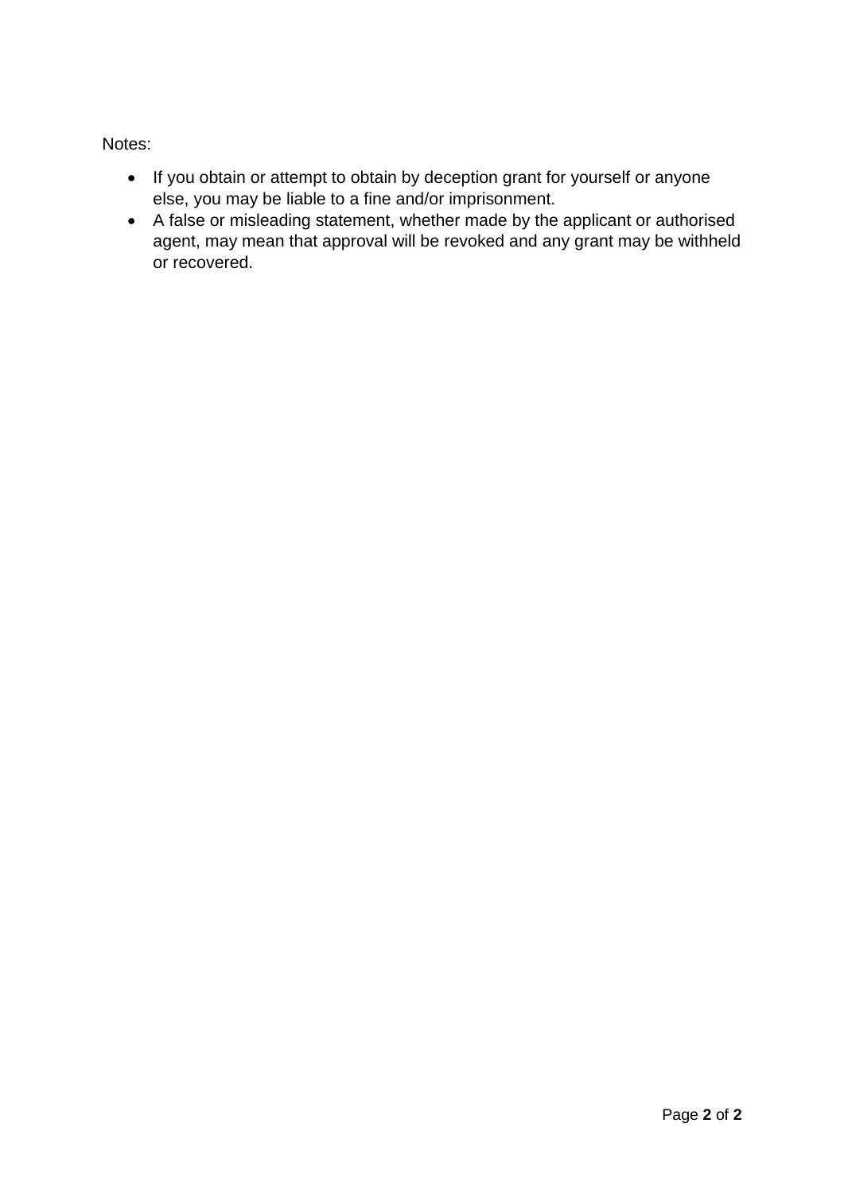Notes:

- If you obtain or attempt to obtain by deception grant for yourself or anyone else, you may be liable to a fine and/or imprisonment.
- A false or misleading statement, whether made by the applicant or authorised agent, may mean that approval will be revoked and any grant may be withheld or recovered.